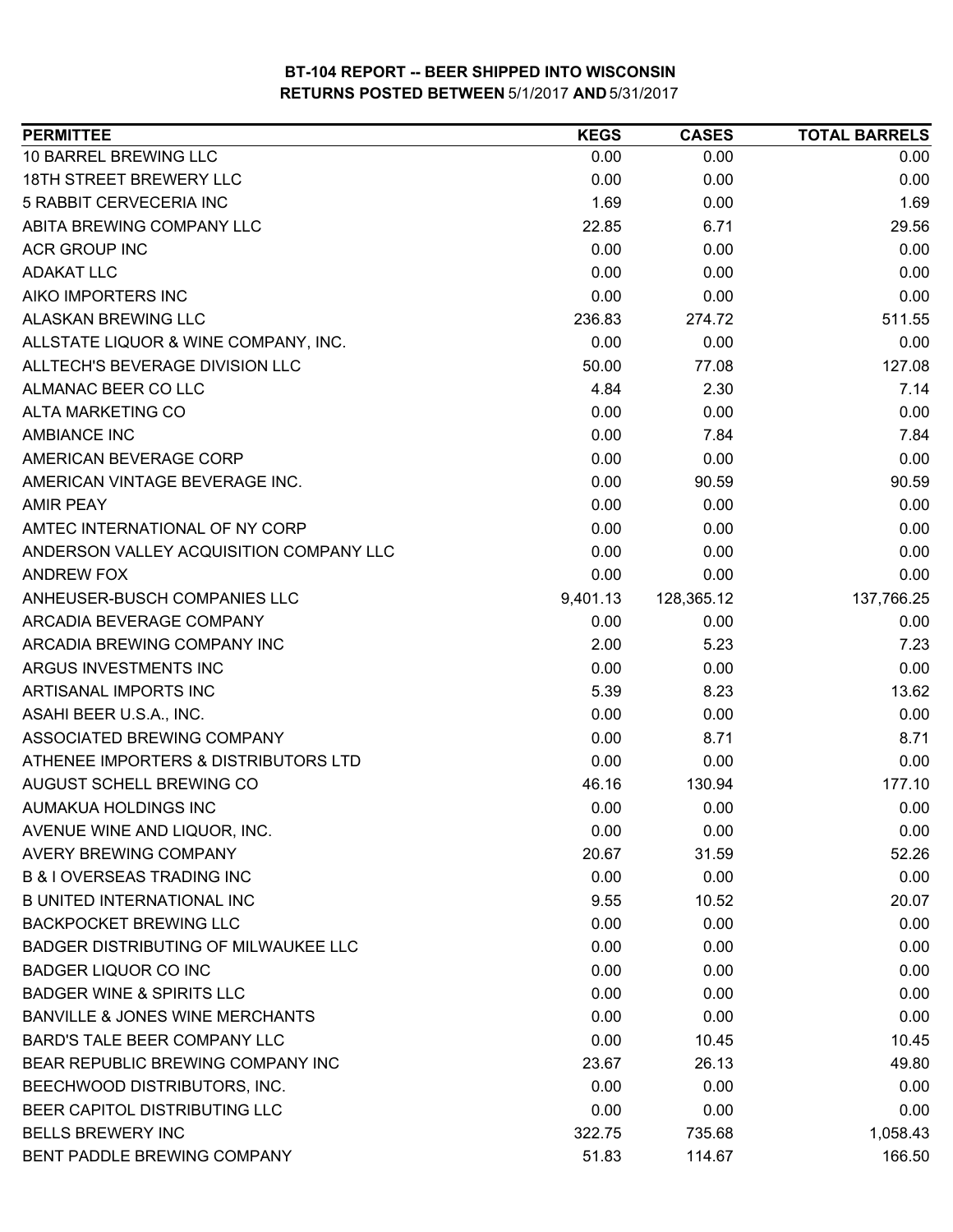**BT-104 REPORT -- BEER SHIPPED INTO WISCONSIN**
**RETURNS POSTED BETWEEN 5/1/2017 AND 5/31/2017**

| PERMITTEE | KEGS | CASES | TOTAL BARRELS |
|---|---|---|---|
| 10 BARREL BREWING LLC | 0.00 | 0.00 | 0.00 |
| 18TH STREET BREWERY LLC | 0.00 | 0.00 | 0.00 |
| 5 RABBIT CERVECERIA INC | 1.69 | 0.00 | 1.69 |
| ABITA BREWING COMPANY LLC | 22.85 | 6.71 | 29.56 |
| ACR GROUP INC | 0.00 | 0.00 | 0.00 |
| ADAKAT LLC | 0.00 | 0.00 | 0.00 |
| AIKO IMPORTERS INC | 0.00 | 0.00 | 0.00 |
| ALASKAN BREWING LLC | 236.83 | 274.72 | 511.55 |
| ALLSTATE LIQUOR & WINE COMPANY, INC. | 0.00 | 0.00 | 0.00 |
| ALLTECH'S BEVERAGE DIVISION LLC | 50.00 | 77.08 | 127.08 |
| ALMANAC BEER CO LLC | 4.84 | 2.30 | 7.14 |
| ALTA MARKETING CO | 0.00 | 0.00 | 0.00 |
| AMBIANCE INC | 0.00 | 7.84 | 7.84 |
| AMERICAN BEVERAGE CORP | 0.00 | 0.00 | 0.00 |
| AMERICAN VINTAGE BEVERAGE INC. | 0.00 | 90.59 | 90.59 |
| AMIR PEAY | 0.00 | 0.00 | 0.00 |
| AMTEC INTERNATIONAL OF NY CORP | 0.00 | 0.00 | 0.00 |
| ANDERSON VALLEY ACQUISITION COMPANY LLC | 0.00 | 0.00 | 0.00 |
| ANDREW FOX | 0.00 | 0.00 | 0.00 |
| ANHEUSER-BUSCH COMPANIES LLC | 9,401.13 | 128,365.12 | 137,766.25 |
| ARCADIA BEVERAGE COMPANY | 0.00 | 0.00 | 0.00 |
| ARCADIA BREWING COMPANY INC | 2.00 | 5.23 | 7.23 |
| ARGUS INVESTMENTS INC | 0.00 | 0.00 | 0.00 |
| ARTISANAL IMPORTS INC | 5.39 | 8.23 | 13.62 |
| ASAHI BEER U.S.A., INC. | 0.00 | 0.00 | 0.00 |
| ASSOCIATED BREWING COMPANY | 0.00 | 8.71 | 8.71 |
| ATHENEE IMPORTERS & DISTRIBUTORS LTD | 0.00 | 0.00 | 0.00 |
| AUGUST SCHELL BREWING CO | 46.16 | 130.94 | 177.10 |
| AUMAKUA HOLDINGS INC | 0.00 | 0.00 | 0.00 |
| AVENUE WINE AND LIQUOR, INC. | 0.00 | 0.00 | 0.00 |
| AVERY BREWING COMPANY | 20.67 | 31.59 | 52.26 |
| B & I OVERSEAS TRADING INC | 0.00 | 0.00 | 0.00 |
| B UNITED INTERNATIONAL INC | 9.55 | 10.52 | 20.07 |
| BACKPOCKET BREWING LLC | 0.00 | 0.00 | 0.00 |
| BADGER DISTRIBUTING OF MILWAUKEE LLC | 0.00 | 0.00 | 0.00 |
| BADGER LIQUOR CO INC | 0.00 | 0.00 | 0.00 |
| BADGER WINE & SPIRITS LLC | 0.00 | 0.00 | 0.00 |
| BANVILLE & JONES WINE MERCHANTS | 0.00 | 0.00 | 0.00 |
| BARD'S TALE BEER COMPANY LLC | 0.00 | 10.45 | 10.45 |
| BEAR REPUBLIC BREWING COMPANY INC | 23.67 | 26.13 | 49.80 |
| BEECHWOOD DISTRIBUTORS, INC. | 0.00 | 0.00 | 0.00 |
| BEER CAPITOL DISTRIBUTING LLC | 0.00 | 0.00 | 0.00 |
| BELLS BREWERY INC | 322.75 | 735.68 | 1,058.43 |
| BENT PADDLE BREWING COMPANY | 51.83 | 114.67 | 166.50 |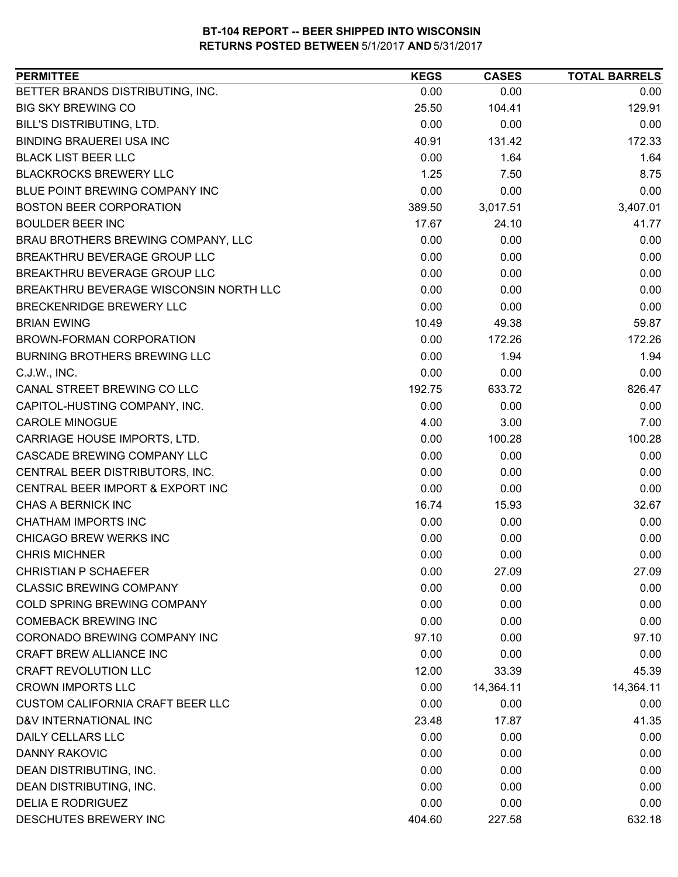**BT-104 REPORT -- BEER SHIPPED INTO WISCONSIN**
**RETURNS POSTED BETWEEN** 5/1/2017 **AND** 5/31/2017

| PERMITTEE | KEGS | CASES | TOTAL BARRELS |
|---|---|---|---|
| BETTER BRANDS DISTRIBUTING, INC. | 0.00 | 0.00 | 0.00 |
| BIG SKY BREWING CO | 25.50 | 104.41 | 129.91 |
| BILL'S DISTRIBUTING, LTD. | 0.00 | 0.00 | 0.00 |
| BINDING BRAUEREI USA INC | 40.91 | 131.42 | 172.33 |
| BLACK LIST BEER LLC | 0.00 | 1.64 | 1.64 |
| BLACKROCKS BREWERY LLC | 1.25 | 7.50 | 8.75 |
| BLUE POINT BREWING COMPANY INC | 0.00 | 0.00 | 0.00 |
| BOSTON BEER CORPORATION | 389.50 | 3,017.51 | 3,407.01 |
| BOULDER BEER INC | 17.67 | 24.10 | 41.77 |
| BRAU BROTHERS BREWING COMPANY, LLC | 0.00 | 0.00 | 0.00 |
| BREAKTHRU BEVERAGE GROUP LLC | 0.00 | 0.00 | 0.00 |
| BREAKTHRU BEVERAGE GROUP LLC | 0.00 | 0.00 | 0.00 |
| BREAKTHRU BEVERAGE WISCONSIN NORTH LLC | 0.00 | 0.00 | 0.00 |
| BRECKENRIDGE BREWERY LLC | 0.00 | 0.00 | 0.00 |
| BRIAN EWING | 10.49 | 49.38 | 59.87 |
| BROWN-FORMAN CORPORATION | 0.00 | 172.26 | 172.26 |
| BURNING BROTHERS BREWING LLC | 0.00 | 1.94 | 1.94 |
| C.J.W., INC. | 0.00 | 0.00 | 0.00 |
| CANAL STREET BREWING CO LLC | 192.75 | 633.72 | 826.47 |
| CAPITOL-HUSTING COMPANY, INC. | 0.00 | 0.00 | 0.00 |
| CAROLE MINOGUE | 4.00 | 3.00 | 7.00 |
| CARRIAGE HOUSE IMPORTS, LTD. | 0.00 | 100.28 | 100.28 |
| CASCADE BREWING COMPANY LLC | 0.00 | 0.00 | 0.00 |
| CENTRAL BEER DISTRIBUTORS, INC. | 0.00 | 0.00 | 0.00 |
| CENTRAL BEER IMPORT & EXPORT INC | 0.00 | 0.00 | 0.00 |
| CHAS A BERNICK INC | 16.74 | 15.93 | 32.67 |
| CHATHAM IMPORTS INC | 0.00 | 0.00 | 0.00 |
| CHICAGO BREW WERKS INC | 0.00 | 0.00 | 0.00 |
| CHRIS MICHNER | 0.00 | 0.00 | 0.00 |
| CHRISTIAN P SCHAEFER | 0.00 | 27.09 | 27.09 |
| CLASSIC BREWING COMPANY | 0.00 | 0.00 | 0.00 |
| COLD SPRING BREWING COMPANY | 0.00 | 0.00 | 0.00 |
| COMEBACK BREWING INC | 0.00 | 0.00 | 0.00 |
| CORONADO BREWING COMPANY INC | 97.10 | 0.00 | 97.10 |
| CRAFT BREW ALLIANCE INC | 0.00 | 0.00 | 0.00 |
| CRAFT REVOLUTION LLC | 12.00 | 33.39 | 45.39 |
| CROWN IMPORTS LLC | 0.00 | 14,364.11 | 14,364.11 |
| CUSTOM CALIFORNIA CRAFT BEER LLC | 0.00 | 0.00 | 0.00 |
| D&V INTERNATIONAL INC | 23.48 | 17.87 | 41.35 |
| DAILY CELLARS LLC | 0.00 | 0.00 | 0.00 |
| DANNY RAKOVIC | 0.00 | 0.00 | 0.00 |
| DEAN DISTRIBUTING, INC. | 0.00 | 0.00 | 0.00 |
| DEAN DISTRIBUTING, INC. | 0.00 | 0.00 | 0.00 |
| DELIA E RODRIGUEZ | 0.00 | 0.00 | 0.00 |
| DESCHUTES BREWERY INC | 404.60 | 227.58 | 632.18 |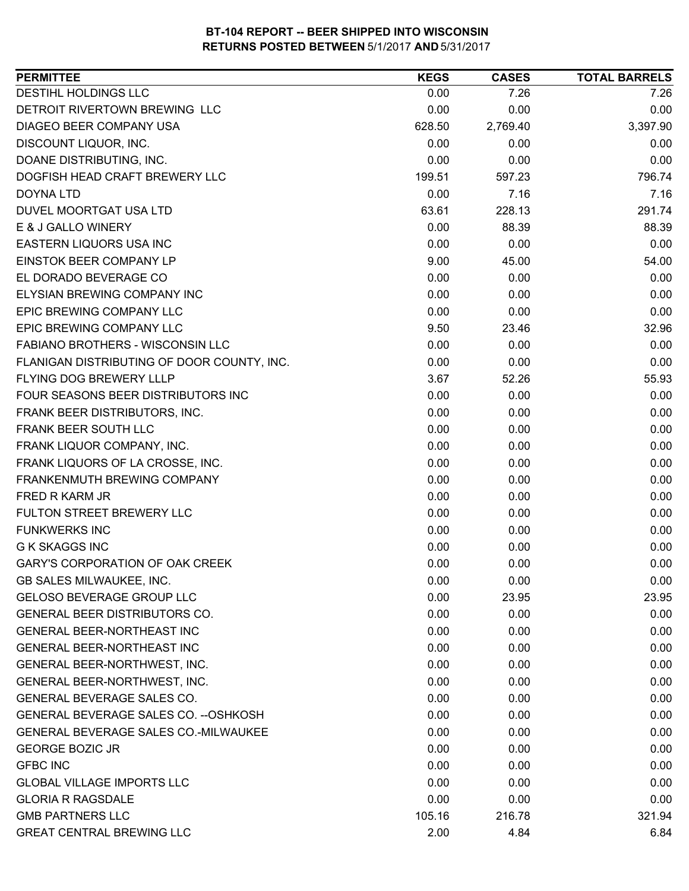**BT-104 REPORT -- BEER SHIPPED INTO WISCONSIN**
**RETURNS POSTED BETWEEN 5/1/2017 AND 5/31/2017**

| PERMITTEE | KEGS | CASES | TOTAL BARRELS |
|---|---|---|---|
| DESTIHL HOLDINGS LLC | 0.00 | 7.26 | 7.26 |
| DETROIT RIVERTOWN BREWING LLC | 0.00 | 0.00 | 0.00 |
| DIAGEO BEER COMPANY USA | 628.50 | 2,769.40 | 3,397.90 |
| DISCOUNT LIQUOR, INC. | 0.00 | 0.00 | 0.00 |
| DOANE DISTRIBUTING, INC. | 0.00 | 0.00 | 0.00 |
| DOGFISH HEAD CRAFT BREWERY LLC | 199.51 | 597.23 | 796.74 |
| DOYNA LTD | 0.00 | 7.16 | 7.16 |
| DUVEL MOORTGAT USA LTD | 63.61 | 228.13 | 291.74 |
| E & J GALLO WINERY | 0.00 | 88.39 | 88.39 |
| EASTERN LIQUORS USA INC | 0.00 | 0.00 | 0.00 |
| EINSTOK BEER COMPANY LP | 9.00 | 45.00 | 54.00 |
| EL DORADO BEVERAGE CO | 0.00 | 0.00 | 0.00 |
| ELYSIAN BREWING COMPANY INC | 0.00 | 0.00 | 0.00 |
| EPIC BREWING COMPANY LLC | 0.00 | 0.00 | 0.00 |
| EPIC BREWING COMPANY LLC | 9.50 | 23.46 | 32.96 |
| FABIANO BROTHERS - WISCONSIN LLC | 0.00 | 0.00 | 0.00 |
| FLANIGAN DISTRIBUTING OF DOOR COUNTY, INC. | 0.00 | 0.00 | 0.00 |
| FLYING DOG BREWERY LLLP | 3.67 | 52.26 | 55.93 |
| FOUR SEASONS BEER DISTRIBUTORS INC | 0.00 | 0.00 | 0.00 |
| FRANK BEER DISTRIBUTORS, INC. | 0.00 | 0.00 | 0.00 |
| FRANK BEER SOUTH LLC | 0.00 | 0.00 | 0.00 |
| FRANK LIQUOR COMPANY, INC. | 0.00 | 0.00 | 0.00 |
| FRANK LIQUORS OF LA CROSSE, INC. | 0.00 | 0.00 | 0.00 |
| FRANKENMUTH BREWING COMPANY | 0.00 | 0.00 | 0.00 |
| FRED R KARM JR | 0.00 | 0.00 | 0.00 |
| FULTON STREET BREWERY LLC | 0.00 | 0.00 | 0.00 |
| FUNKWERKS INC | 0.00 | 0.00 | 0.00 |
| G K SKAGGS INC | 0.00 | 0.00 | 0.00 |
| GARY'S CORPORATION OF OAK CREEK | 0.00 | 0.00 | 0.00 |
| GB SALES MILWAUKEE, INC. | 0.00 | 0.00 | 0.00 |
| GELOSO BEVERAGE GROUP LLC | 0.00 | 23.95 | 23.95 |
| GENERAL BEER DISTRIBUTORS CO. | 0.00 | 0.00 | 0.00 |
| GENERAL BEER-NORTHEAST INC | 0.00 | 0.00 | 0.00 |
| GENERAL BEER-NORTHEAST INC | 0.00 | 0.00 | 0.00 |
| GENERAL BEER-NORTHWEST, INC. | 0.00 | 0.00 | 0.00 |
| GENERAL BEER-NORTHWEST, INC. | 0.00 | 0.00 | 0.00 |
| GENERAL BEVERAGE SALES CO. | 0.00 | 0.00 | 0.00 |
| GENERAL BEVERAGE SALES CO. --OSHKOSH | 0.00 | 0.00 | 0.00 |
| GENERAL BEVERAGE SALES CO.-MILWAUKEE | 0.00 | 0.00 | 0.00 |
| GEORGE BOZIC JR | 0.00 | 0.00 | 0.00 |
| GFBC INC | 0.00 | 0.00 | 0.00 |
| GLOBAL VILLAGE IMPORTS LLC | 0.00 | 0.00 | 0.00 |
| GLORIA R RAGSDALE | 0.00 | 0.00 | 0.00 |
| GMB PARTNERS LLC | 105.16 | 216.78 | 321.94 |
| GREAT CENTRAL BREWING LLC | 2.00 | 4.84 | 6.84 |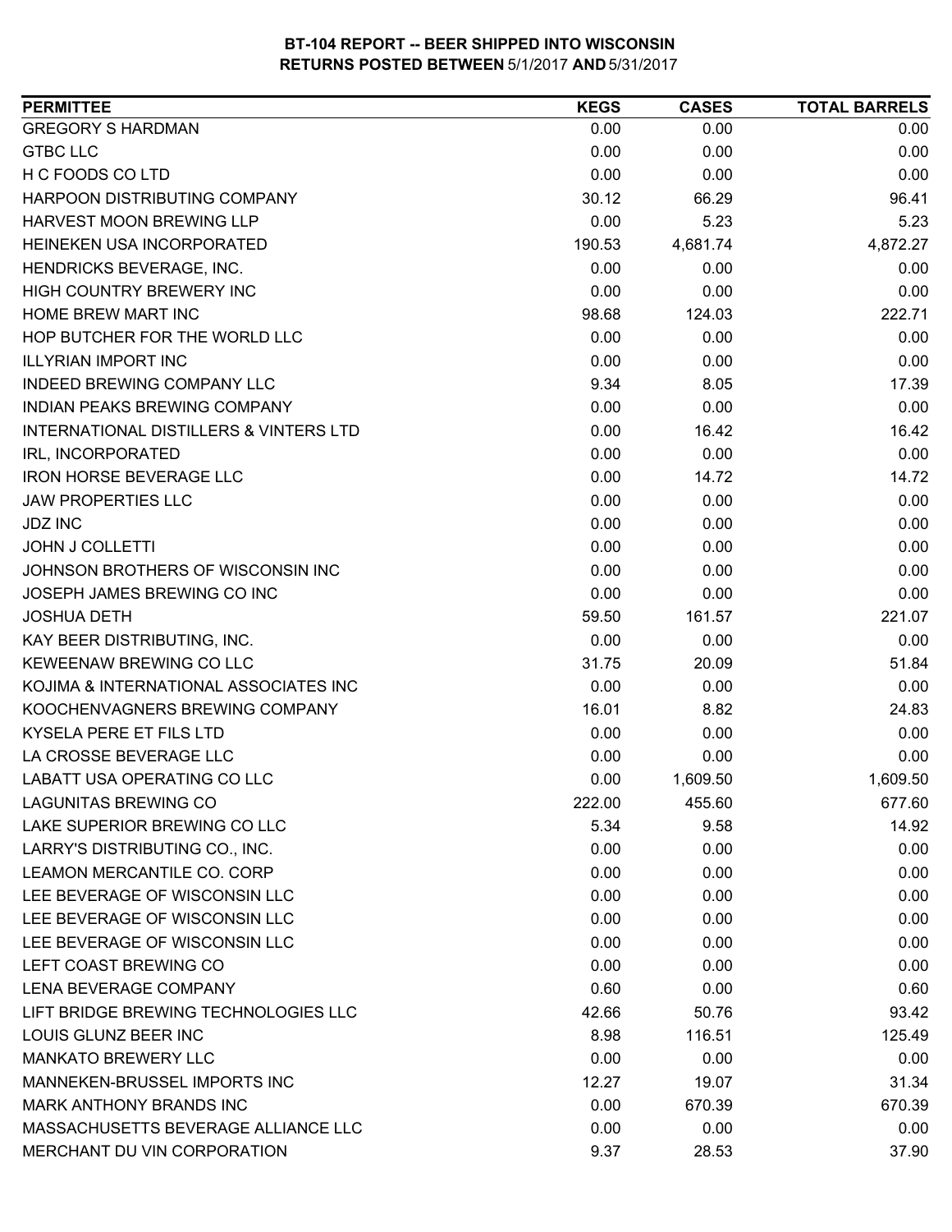**BT-104 REPORT -- BEER SHIPPED INTO WISCONSIN**
**RETURNS POSTED BETWEEN 5/1/2017 AND 5/31/2017**

| PERMITTEE | KEGS | CASES | TOTAL BARRELS |
|---|---|---|---|
| GREGORY S HARDMAN | 0.00 | 0.00 | 0.00 |
| GTBC LLC | 0.00 | 0.00 | 0.00 |
| H C FOODS CO LTD | 0.00 | 0.00 | 0.00 |
| HARPOON DISTRIBUTING COMPANY | 30.12 | 66.29 | 96.41 |
| HARVEST MOON BREWING LLP | 0.00 | 5.23 | 5.23 |
| HEINEKEN USA INCORPORATED | 190.53 | 4,681.74 | 4,872.27 |
| HENDRICKS BEVERAGE, INC. | 0.00 | 0.00 | 0.00 |
| HIGH COUNTRY BREWERY INC | 0.00 | 0.00 | 0.00 |
| HOME BREW MART INC | 98.68 | 124.03 | 222.71 |
| HOP BUTCHER FOR THE WORLD LLC | 0.00 | 0.00 | 0.00 |
| ILLYRIAN IMPORT INC | 0.00 | 0.00 | 0.00 |
| INDEED BREWING COMPANY LLC | 9.34 | 8.05 | 17.39 |
| INDIAN PEAKS BREWING COMPANY | 0.00 | 0.00 | 0.00 |
| INTERNATIONAL DISTILLERS & VINTERS LTD | 0.00 | 16.42 | 16.42 |
| IRL, INCORPORATED | 0.00 | 0.00 | 0.00 |
| IRON HORSE BEVERAGE LLC | 0.00 | 14.72 | 14.72 |
| JAW PROPERTIES LLC | 0.00 | 0.00 | 0.00 |
| JDZ INC | 0.00 | 0.00 | 0.00 |
| JOHN J COLLETTI | 0.00 | 0.00 | 0.00 |
| JOHNSON BROTHERS OF WISCONSIN INC | 0.00 | 0.00 | 0.00 |
| JOSEPH JAMES BREWING CO INC | 0.00 | 0.00 | 0.00 |
| JOSHUA DETH | 59.50 | 161.57 | 221.07 |
| KAY BEER DISTRIBUTING, INC. | 0.00 | 0.00 | 0.00 |
| KEWEENAW BREWING CO LLC | 31.75 | 20.09 | 51.84 |
| KOJIMA & INTERNATIONAL ASSOCIATES INC | 0.00 | 0.00 | 0.00 |
| KOOCHENVAGNERS BREWING COMPANY | 16.01 | 8.82 | 24.83 |
| KYSELA PERE ET FILS LTD | 0.00 | 0.00 | 0.00 |
| LA CROSSE BEVERAGE LLC | 0.00 | 0.00 | 0.00 |
| LABATT USA OPERATING CO LLC | 0.00 | 1,609.50 | 1,609.50 |
| LAGUNITAS BREWING CO | 222.00 | 455.60 | 677.60 |
| LAKE SUPERIOR BREWING CO LLC | 5.34 | 9.58 | 14.92 |
| LARRY'S DISTRIBUTING CO., INC. | 0.00 | 0.00 | 0.00 |
| LEAMON MERCANTILE CO. CORP | 0.00 | 0.00 | 0.00 |
| LEE BEVERAGE OF WISCONSIN LLC | 0.00 | 0.00 | 0.00 |
| LEE BEVERAGE OF WISCONSIN LLC | 0.00 | 0.00 | 0.00 |
| LEE BEVERAGE OF WISCONSIN LLC | 0.00 | 0.00 | 0.00 |
| LEFT COAST BREWING CO | 0.00 | 0.00 | 0.00 |
| LENA BEVERAGE COMPANY | 0.60 | 0.00 | 0.60 |
| LIFT BRIDGE BREWING TECHNOLOGIES LLC | 42.66 | 50.76 | 93.42 |
| LOUIS GLUNZ BEER INC | 8.98 | 116.51 | 125.49 |
| MANKATO BREWERY LLC | 0.00 | 0.00 | 0.00 |
| MANNEKEN-BRUSSEL IMPORTS INC | 12.27 | 19.07 | 31.34 |
| MARK ANTHONY BRANDS INC | 0.00 | 670.39 | 670.39 |
| MASSACHUSETTS BEVERAGE ALLIANCE LLC | 0.00 | 0.00 | 0.00 |
| MERCHANT DU VIN CORPORATION | 9.37 | 28.53 | 37.90 |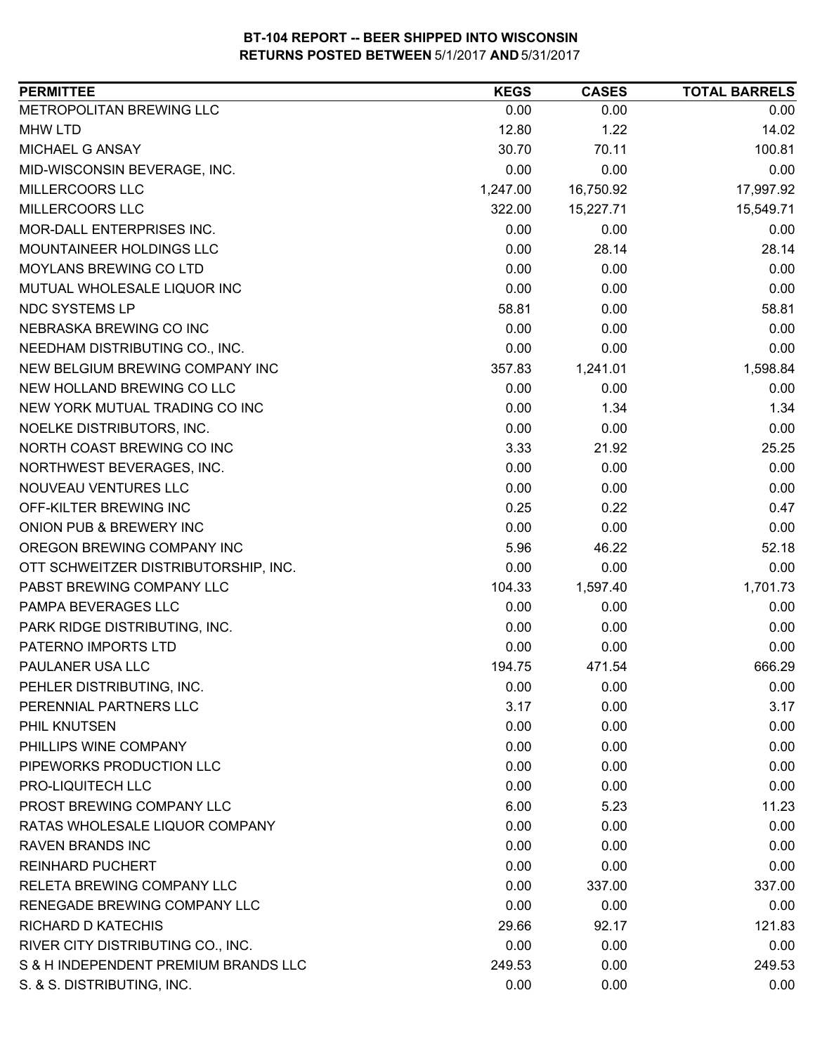**BT-104 REPORT -- BEER SHIPPED INTO WISCONSIN**
**RETURNS POSTED BETWEEN 5/1/2017 AND 5/31/2017**

| PERMITTEE | KEGS | CASES | TOTAL BARRELS |
|---|---|---|---|
| METROPOLITAN BREWING LLC | 0.00 | 0.00 | 0.00 |
| MHW LTD | 12.80 | 1.22 | 14.02 |
| MICHAEL G ANSAY | 30.70 | 70.11 | 100.81 |
| MID-WISCONSIN BEVERAGE, INC. | 0.00 | 0.00 | 0.00 |
| MILLERCOORS LLC | 1,247.00 | 16,750.92 | 17,997.92 |
| MILLERCOORS LLC | 322.00 | 15,227.71 | 15,549.71 |
| MOR-DALL ENTERPRISES INC. | 0.00 | 0.00 | 0.00 |
| MOUNTAINEER HOLDINGS LLC | 0.00 | 28.14 | 28.14 |
| MOYLANS BREWING CO LTD | 0.00 | 0.00 | 0.00 |
| MUTUAL WHOLESALE LIQUOR INC | 0.00 | 0.00 | 0.00 |
| NDC SYSTEMS LP | 58.81 | 0.00 | 58.81 |
| NEBRASKA BREWING CO INC | 0.00 | 0.00 | 0.00 |
| NEEDHAM DISTRIBUTING CO., INC. | 0.00 | 0.00 | 0.00 |
| NEW BELGIUM BREWING COMPANY INC | 357.83 | 1,241.01 | 1,598.84 |
| NEW HOLLAND BREWING CO LLC | 0.00 | 0.00 | 0.00 |
| NEW YORK MUTUAL TRADING CO INC | 0.00 | 1.34 | 1.34 |
| NOELKE DISTRIBUTORS, INC. | 0.00 | 0.00 | 0.00 |
| NORTH COAST BREWING CO INC | 3.33 | 21.92 | 25.25 |
| NORTHWEST BEVERAGES, INC. | 0.00 | 0.00 | 0.00 |
| NOUVEAU VENTURES LLC | 0.00 | 0.00 | 0.00 |
| OFF-KILTER BREWING INC | 0.25 | 0.22 | 0.47 |
| ONION PUB & BREWERY INC | 0.00 | 0.00 | 0.00 |
| OREGON BREWING COMPANY INC | 5.96 | 46.22 | 52.18 |
| OTT SCHWEITZER DISTRIBUTORSHIP, INC. | 0.00 | 0.00 | 0.00 |
| PABST BREWING COMPANY LLC | 104.33 | 1,597.40 | 1,701.73 |
| PAMPA BEVERAGES LLC | 0.00 | 0.00 | 0.00 |
| PARK RIDGE DISTRIBUTING, INC. | 0.00 | 0.00 | 0.00 |
| PATERNO IMPORTS LTD | 0.00 | 0.00 | 0.00 |
| PAULANER USA LLC | 194.75 | 471.54 | 666.29 |
| PEHLER DISTRIBUTING, INC. | 0.00 | 0.00 | 0.00 |
| PERENNIAL PARTNERS LLC | 3.17 | 0.00 | 3.17 |
| PHIL KNUTSEN | 0.00 | 0.00 | 0.00 |
| PHILLIPS WINE COMPANY | 0.00 | 0.00 | 0.00 |
| PIPEWORKS PRODUCTION LLC | 0.00 | 0.00 | 0.00 |
| PRO-LIQUITECH LLC | 0.00 | 0.00 | 0.00 |
| PROST BREWING COMPANY LLC | 6.00 | 5.23 | 11.23 |
| RATAS WHOLESALE LIQUOR COMPANY | 0.00 | 0.00 | 0.00 |
| RAVEN BRANDS INC | 0.00 | 0.00 | 0.00 |
| REINHARD PUCHERT | 0.00 | 0.00 | 0.00 |
| RELETA BREWING COMPANY LLC | 0.00 | 337.00 | 337.00 |
| RENEGADE BREWING COMPANY LLC | 0.00 | 0.00 | 0.00 |
| RICHARD D KATECHIS | 29.66 | 92.17 | 121.83 |
| RIVER CITY DISTRIBUTING CO., INC. | 0.00 | 0.00 | 0.00 |
| S & H INDEPENDENT PREMIUM BRANDS LLC | 249.53 | 0.00 | 249.53 |
| S. & S. DISTRIBUTING, INC. | 0.00 | 0.00 | 0.00 |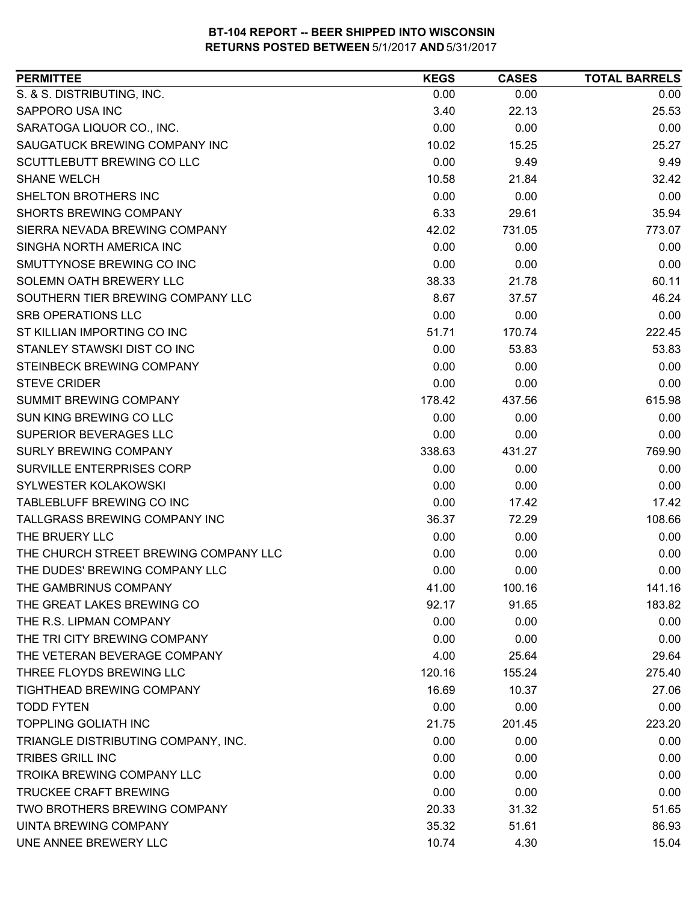**BT-104 REPORT -- BEER SHIPPED INTO WISCONSIN**
**RETURNS POSTED BETWEEN 5/1/2017 AND 5/31/2017**

| PERMITTEE | KEGS | CASES | TOTAL BARRELS |
|---|---|---|---|
| S. & S. DISTRIBUTING, INC. | 0.00 | 0.00 | 0.00 |
| SAPPORO USA INC | 3.40 | 22.13 | 25.53 |
| SARATOGA LIQUOR CO., INC. | 0.00 | 0.00 | 0.00 |
| SAUGATUCK BREWING COMPANY INC | 10.02 | 15.25 | 25.27 |
| SCUTTLEBUTT BREWING CO LLC | 0.00 | 9.49 | 9.49 |
| SHANE WELCH | 10.58 | 21.84 | 32.42 |
| SHELTON BROTHERS INC | 0.00 | 0.00 | 0.00 |
| SHORTS BREWING COMPANY | 6.33 | 29.61 | 35.94 |
| SIERRA NEVADA BREWING COMPANY | 42.02 | 731.05 | 773.07 |
| SINGHA NORTH AMERICA INC | 0.00 | 0.00 | 0.00 |
| SMUTTYNOSE BREWING CO INC | 0.00 | 0.00 | 0.00 |
| SOLEMN OATH BREWERY LLC | 38.33 | 21.78 | 60.11 |
| SOUTHERN TIER BREWING COMPANY LLC | 8.67 | 37.57 | 46.24 |
| SRB OPERATIONS LLC | 0.00 | 0.00 | 0.00 |
| ST KILLIAN IMPORTING CO INC | 51.71 | 170.74 | 222.45 |
| STANLEY STAWSKI DIST CO INC | 0.00 | 53.83 | 53.83 |
| STEINBECK BREWING COMPANY | 0.00 | 0.00 | 0.00 |
| STEVE CRIDER | 0.00 | 0.00 | 0.00 |
| SUMMIT BREWING COMPANY | 178.42 | 437.56 | 615.98 |
| SUN KING BREWING CO LLC | 0.00 | 0.00 | 0.00 |
| SUPERIOR BEVERAGES LLC | 0.00 | 0.00 | 0.00 |
| SURLY BREWING COMPANY | 338.63 | 431.27 | 769.90 |
| SURVILLE ENTERPRISES CORP | 0.00 | 0.00 | 0.00 |
| SYLWESTER KOLAKOWSKI | 0.00 | 0.00 | 0.00 |
| TABLEBLUFF BREWING CO INC | 0.00 | 17.42 | 17.42 |
| TALLGRASS BREWING COMPANY INC | 36.37 | 72.29 | 108.66 |
| THE BRUERY LLC | 0.00 | 0.00 | 0.00 |
| THE CHURCH STREET BREWING COMPANY LLC | 0.00 | 0.00 | 0.00 |
| THE DUDES' BREWING COMPANY LLC | 0.00 | 0.00 | 0.00 |
| THE GAMBRINUS COMPANY | 41.00 | 100.16 | 141.16 |
| THE GREAT LAKES BREWING CO | 92.17 | 91.65 | 183.82 |
| THE R.S. LIPMAN COMPANY | 0.00 | 0.00 | 0.00 |
| THE TRI CITY BREWING COMPANY | 0.00 | 0.00 | 0.00 |
| THE VETERAN BEVERAGE COMPANY | 4.00 | 25.64 | 29.64 |
| THREE FLOYDS BREWING LLC | 120.16 | 155.24 | 275.40 |
| TIGHTHEAD BREWING COMPANY | 16.69 | 10.37 | 27.06 |
| TODD FYTEN | 0.00 | 0.00 | 0.00 |
| TOPPLING GOLIATH INC | 21.75 | 201.45 | 223.20 |
| TRIANGLE DISTRIBUTING COMPANY, INC. | 0.00 | 0.00 | 0.00 |
| TRIBES GRILL INC | 0.00 | 0.00 | 0.00 |
| TROIKA BREWING COMPANY LLC | 0.00 | 0.00 | 0.00 |
| TRUCKEE CRAFT BREWING | 0.00 | 0.00 | 0.00 |
| TWO BROTHERS BREWING COMPANY | 20.33 | 31.32 | 51.65 |
| UINTA BREWING COMPANY | 35.32 | 51.61 | 86.93 |
| UNE ANNEE BREWERY LLC | 10.74 | 4.30 | 15.04 |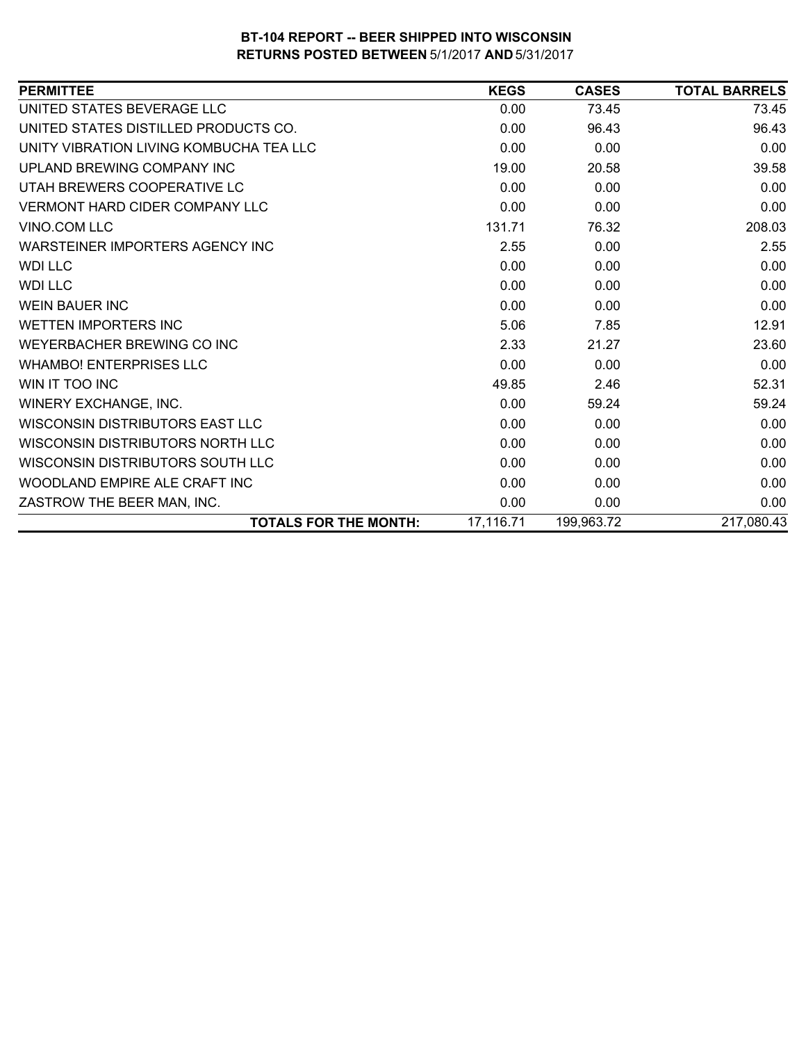**BT-104 REPORT -- BEER SHIPPED INTO WISCONSIN**
**RETURNS POSTED BETWEEN 5/1/2017 AND 5/31/2017**

| PERMITTEE | KEGS | CASES | TOTAL BARRELS |
|---|---|---|---|
| UNITED STATES BEVERAGE LLC | 0.00 | 73.45 | 73.45 |
| UNITED STATES DISTILLED PRODUCTS CO. | 0.00 | 96.43 | 96.43 |
| UNITY VIBRATION LIVING KOMBUCHA TEA LLC | 0.00 | 0.00 | 0.00 |
| UPLAND BREWING COMPANY INC | 19.00 | 20.58 | 39.58 |
| UTAH BREWERS COOPERATIVE LC | 0.00 | 0.00 | 0.00 |
| VERMONT HARD CIDER COMPANY LLC | 0.00 | 0.00 | 0.00 |
| VINO.COM LLC | 131.71 | 76.32 | 208.03 |
| WARSTEINER IMPORTERS AGENCY INC | 2.55 | 0.00 | 2.55 |
| WDI LLC | 0.00 | 0.00 | 0.00 |
| WDI LLC | 0.00 | 0.00 | 0.00 |
| WEIN BAUER INC | 0.00 | 0.00 | 0.00 |
| WETTEN IMPORTERS INC | 5.06 | 7.85 | 12.91 |
| WEYERBACHER BREWING CO INC | 2.33 | 21.27 | 23.60 |
| WHAMBO! ENTERPRISES LLC | 0.00 | 0.00 | 0.00 |
| WIN IT TOO INC | 49.85 | 2.46 | 52.31 |
| WINERY EXCHANGE, INC. | 0.00 | 59.24 | 59.24 |
| WISCONSIN DISTRIBUTORS EAST LLC | 0.00 | 0.00 | 0.00 |
| WISCONSIN DISTRIBUTORS NORTH LLC | 0.00 | 0.00 | 0.00 |
| WISCONSIN DISTRIBUTORS SOUTH LLC | 0.00 | 0.00 | 0.00 |
| WOODLAND EMPIRE ALE CRAFT INC | 0.00 | 0.00 | 0.00 |
| ZASTROW THE BEER MAN, INC. | 0.00 | 0.00 | 0.00 |
| **TOTALS FOR THE MONTH:** | 17,116.71 | 199,963.72 | 217,080.43 |